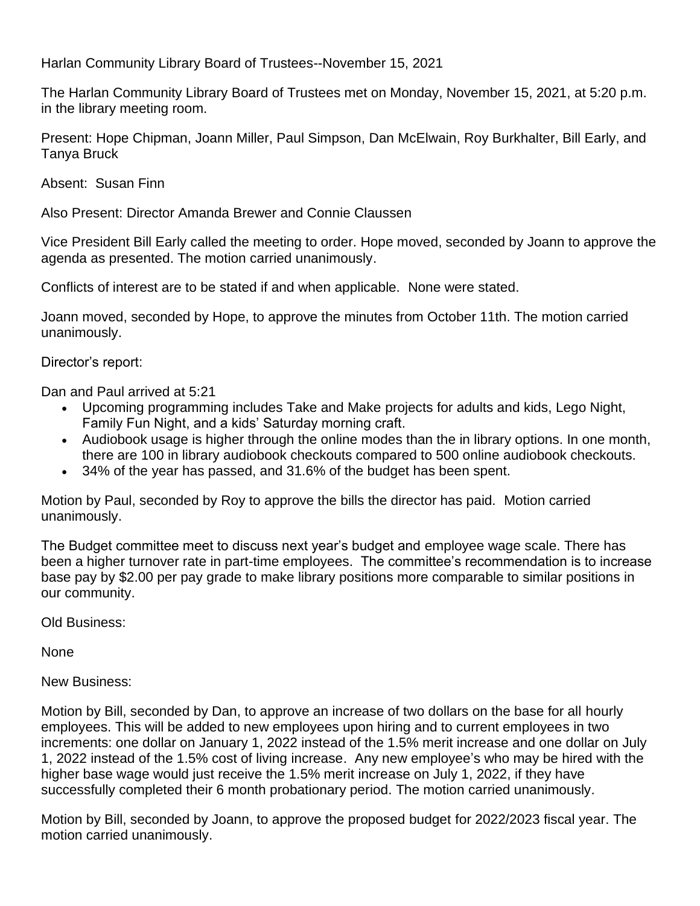Harlan Community Library Board of Trustees--November 15, 2021

The Harlan Community Library Board of Trustees met on Monday, November 15, 2021, at 5:20 p.m. in the library meeting room.

Present: Hope Chipman, Joann Miller, Paul Simpson, Dan McElwain, Roy Burkhalter, Bill Early, and Tanya Bruck

Absent: Susan Finn

Also Present: Director Amanda Brewer and Connie Claussen

Vice President Bill Early called the meeting to order. Hope moved, seconded by Joann to approve the agenda as presented. The motion carried unanimously.

Conflicts of interest are to be stated if and when applicable. None were stated.

Joann moved, seconded by Hope, to approve the minutes from October 11th. The motion carried unanimously.

Director's report:

Dan and Paul arrived at 5:21

- Upcoming programming includes Take and Make projects for adults and kids, Lego Night, Family Fun Night, and a kids' Saturday morning craft.
- Audiobook usage is higher through the online modes than the in library options. In one month, there are 100 in library audiobook checkouts compared to 500 online audiobook checkouts.
- 34% of the year has passed, and 31.6% of the budget has been spent.

Motion by Paul, seconded by Roy to approve the bills the director has paid. Motion carried unanimously.

The Budget committee meet to discuss next year's budget and employee wage scale. There has been a higher turnover rate in part-time employees. The committee's recommendation is to increase base pay by $2.00 per pay grade to make library positions more comparable to similar positions in our community.

Old Business:

None

New Business:

Motion by Bill, seconded by Dan, to approve an increase of two dollars on the base for all hourly employees. This will be added to new employees upon hiring and to current employees in two increments: one dollar on January 1, 2022 instead of the 1.5% merit increase and one dollar on July 1, 2022 instead of the 1.5% cost of living increase. Any new employee's who may be hired with the higher base wage would just receive the 1.5% merit increase on July 1, 2022, if they have successfully completed their 6 month probationary period. The motion carried unanimously.

Motion by Bill, seconded by Joann, to approve the proposed budget for 2022/2023 fiscal year. The motion carried unanimously.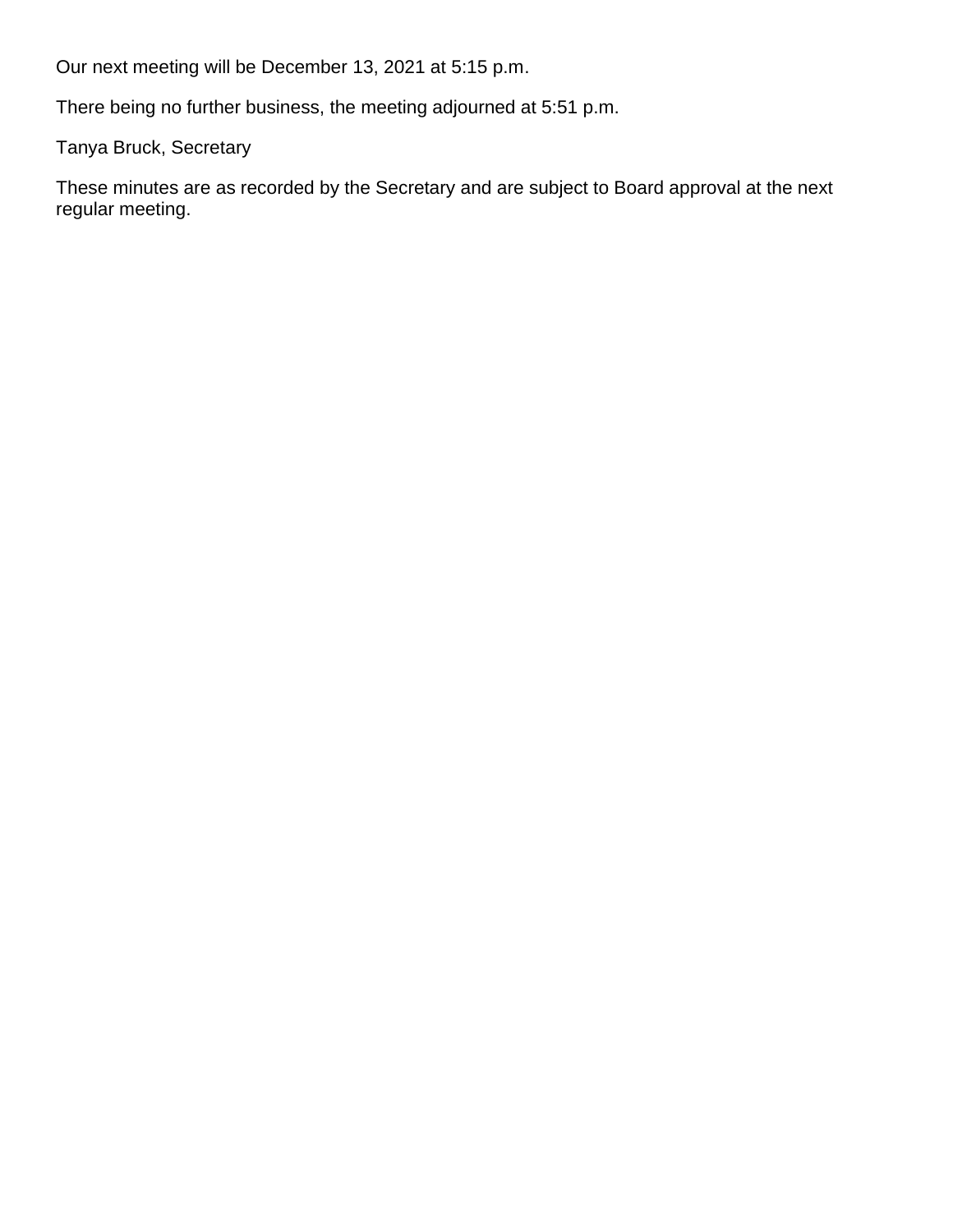Our next meeting will be December 13, 2021 at 5:15 p.m.

There being no further business, the meeting adjourned at 5:51 p.m.

Tanya Bruck, Secretary

These minutes are as recorded by the Secretary and are subject to Board approval at the next regular meeting.